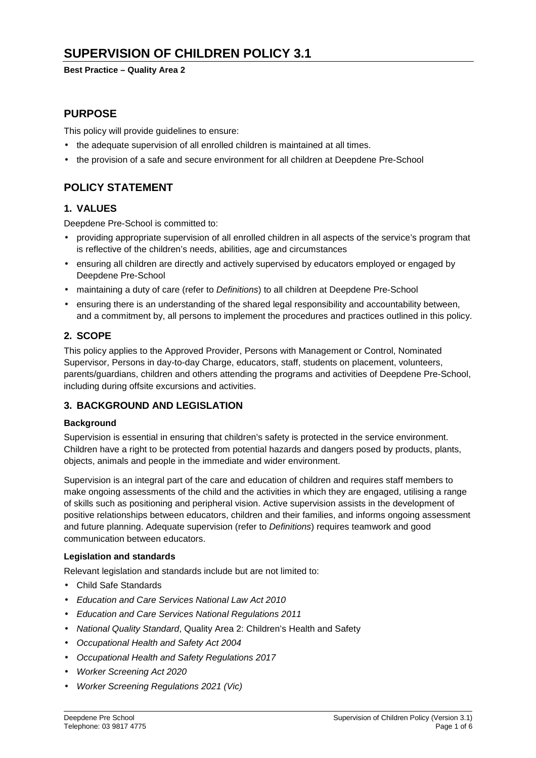# SUPERVISION OF CHILDREN POLICY 3.1

**Best Practice – Quality Area 2**

## PURPOSE

This policy will provide guidelines to ensure:

- the adequate supervision of all enrolled children is maintained at all times.
- the provision of a safe and secure environment for all children at Deepdene Pre-School

## POLICY STATEMENT

### 1. VALUES

Deepdene Pre-School is committed to:

- providing appropriate supervision of all enrolled children in all aspects of the service's program that is reflective of the children's needs, abilities, age and circumstances
- ensuring all children are directly and actively supervised by educators employed or engaged by Deepdene Pre-School
- maintaining a duty of care (refer to *Definitions*) to all children at Deepdene Pre-School
- ensuring there is an understanding of the shared legal responsibility and accountability between, and a commitment by, all persons to implement the procedures and practices outlined in this policy.

### 2. SCOPE

This policy applies to the Approved Provider, Persons with Management or Control, Nominated Supervisor, Persons in day-to-day Charge, educators, staff, students on placement, volunteers, parents/guardians, children and others attending the programs and activities of Deepdene Pre-School, including during offsite excursions and activities.

### 3. BACKGROUND AND LEGISLATION

#### Background

Supervision is essential in ensuring that children's safety is protected in the service environment. Children have a right to be protected from potential hazards and dangers posed by products, plants, objects, animals and people in the immediate and wider environment.

Supervision is an integral part of the care and education of children and requires staff members to make ongoing assessments of the child and the activities in which they are engaged, utilising a range of skills such as positioning and peripheral vision. Active supervision assists in the development of positive relationships between educators, children and their families, and informs ongoing assessment and future planning. Adequate supervision (refer to *Definitions*) requires teamwork and good communication between educators.

#### Legislation and standards

Relevant legislation and standards include but are not limited to:

- Child Safe Standards
- *Education and Care Services National Law Act 2010*
- *Education and Care Services National Regulations 2011*
- *National Quality Standard*, Quality Area 2: Children's Health and Safety
- *Occupational Health and Safety Act 2004*
- *Occupational Health and Safety Regulations 2017*
- *Worker Screening Act 2020*
- *Worker Screening Regulations 2021 (Vic)*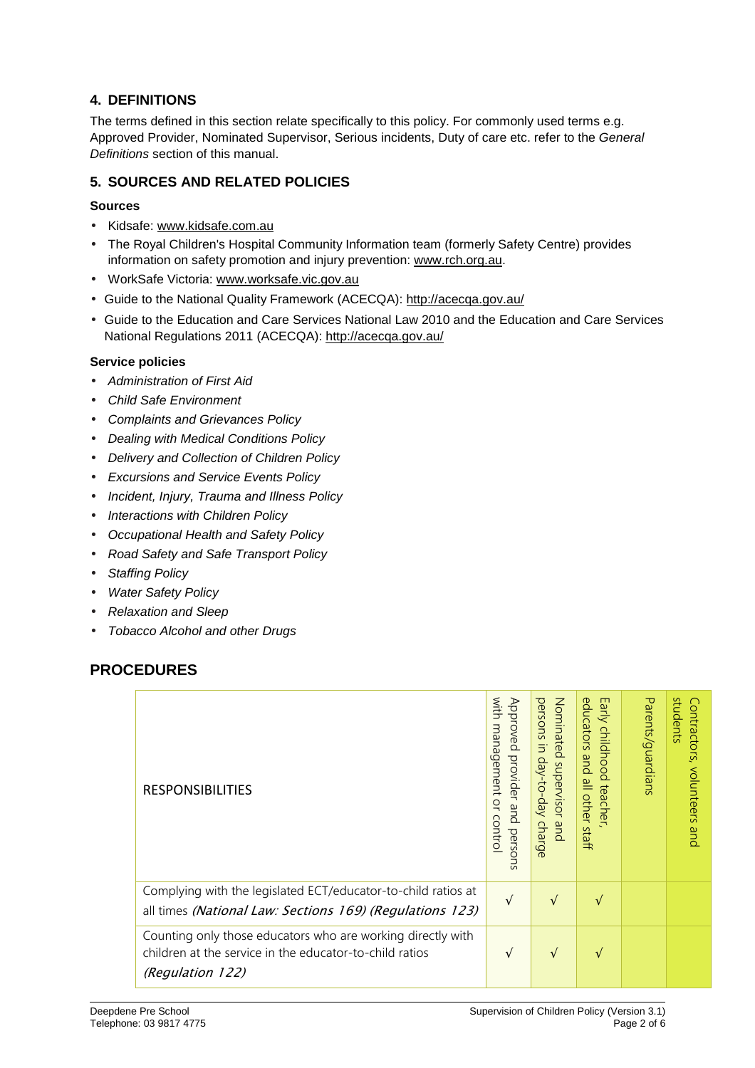## 4. DEFINITIONS

The terms defined in this section relate specifically to this policy. For commonly used terms e.g. Approved Provider, Nominated Supervisor, Serious incidents, Duty of care etc. refer to the *General Definitions* section of this manual.

## 5. SOURCES AND RELATED POLICIES

### Sources

- Kidsafe: www.kidsafe.com.au
- The Royal Children's Hospital Community Information team (formerly Safety Centre) provides information on safety promotion and injury prevention: www.rch.org.au.
- WorkSafe Victoria: www.worksafe.vic.gov.au
- Guide to the National Quality Framework (ACECQA): http://acecqa.gov.au/
- Guide to the Education and Care Services National Law 2010 and the Education and Care Services National Regulations 2011 (ACECQA): http://acecqa.gov.au/

### Service policies

- *Administration of First Aid*
- *Child Safe Environment*
- *Complaints and Grievances Policy*
- *Dealing with Medical Conditions Policy*
- *Delivery and Collection of Children Policy*
- *Excursions and Service Events Policy*
- *Incident, Injury, Trauma and Illness Policy*
- *Interactions with Children Policy*
- *Occupational Health and Safety Policy*
- *Road Safety and Safe Transport Policy*
- *Staffing Policy*
- *Water Safety Policy*
- *Relaxation and Sleep*
- *Tobacco Alcohol and other Drugs*

# PROCEDURES

| RESPONSIBILITIES | Approved provider and persons with management or control | Nominated supervisor and persons in day-to-day charge | Early childhood teacher, educators and all other staff | Parents/guardians | Contractors, volunteers and students |
|---|---|---|---|---|---|
| Complying with the legislated ECT/educator-to-child ratios at all times *(National Law: Sections 169) (Regulations 123)* | √ | √ | √ | | |
| Counting only those educators who are working directly with children at the service in the educator-to-child ratios *(Regulation 122)* | √ | √ | √ | | |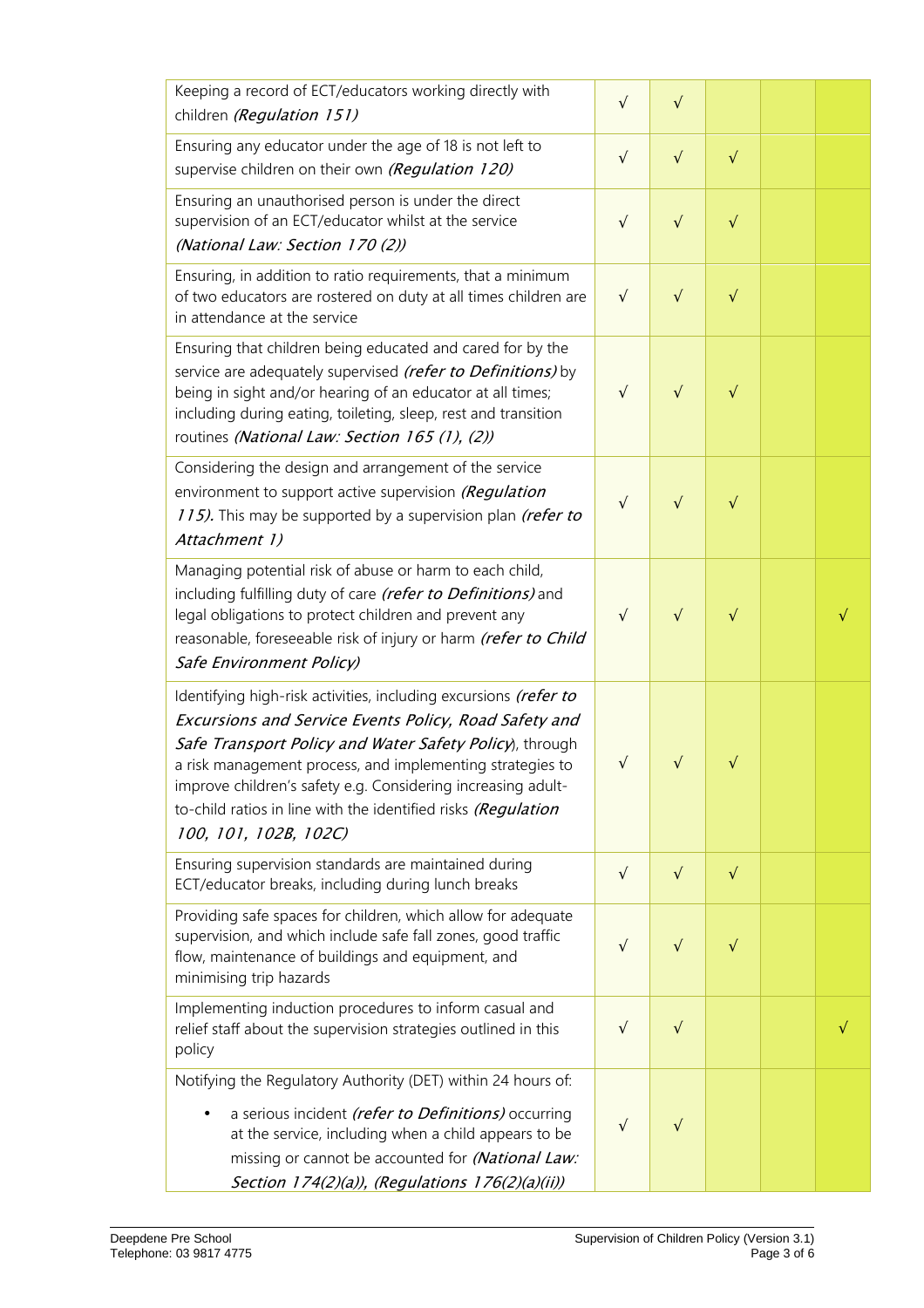| | | | | | |
|---|---|---|---|---|---|
| Keeping a record of ECT/educators working directly with children *(Regulation 151)* | √ | √ | | | |
| Ensuring any educator under the age of 18 is not left to supervise children on their own *(Regulation 120)* | √ | √ | √ | | |
| Ensuring an unauthorised person is under the direct supervision of an ECT/educator whilst at the service *(National Law: Section 170 (2))* | √ | √ | √ | | |
| Ensuring, in addition to ratio requirements, that a minimum of two educators are rostered on duty at all times children are in attendance at the service | √ | √ | √ | | |
| Ensuring that children being educated and cared for by the service are adequately supervised *(refer to Definitions)* by being in sight and/or hearing of an educator at all times; including during eating, toileting, sleep, rest and transition routines *(National Law: Section 165 (1), (2))* | √ | √ | √ | | |
| Considering the design and arrangement of the service environment to support active supervision *(Regulation 115)*. This may be supported by a supervision plan *(refer to Attachment 1)* | √ | √ | √ | | |
| Managing potential risk of abuse or harm to each child, including fulfilling duty of care *(refer to Definitions)* and legal obligations to protect children and prevent any reasonable, foreseeable risk of injury or harm *(refer to Child Safe Environment Policy)* | √ | √ | √ | | √ |
| Identifying high-risk activities, including excursions *(refer to Excursions and Service Events Policy, Road Safety and Safe Transport Policy and Water Safety Policy)*, through a risk management process, and implementing strategies to improve children's safety e.g. Considering increasing adult-to-child ratios in line with the identified risks *(Regulation 100, 101, 102B, 102C)* | √ | √ | √ | | |
| Ensuring supervision standards are maintained during ECT/educator breaks, including during lunch breaks | √ | √ | √ | | |
| Providing safe spaces for children, which allow for adequate supervision, and which include safe fall zones, good traffic flow, maintenance of buildings and equipment, and minimising trip hazards | √ | √ | √ | | |
| Implementing induction procedures to inform casual and relief staff about the supervision strategies outlined in this policy | √ | √ | | | √ |
| Notifying the Regulatory Authority (DET) within 24 hours of:<br>• a serious incident *(refer to Definitions)* occurring at the service, including when a child appears to be missing or cannot be accounted for *(National Law: Section 174(2)(a)), (Regulations 176(2)(a)(ii))* | √ | √ | | | |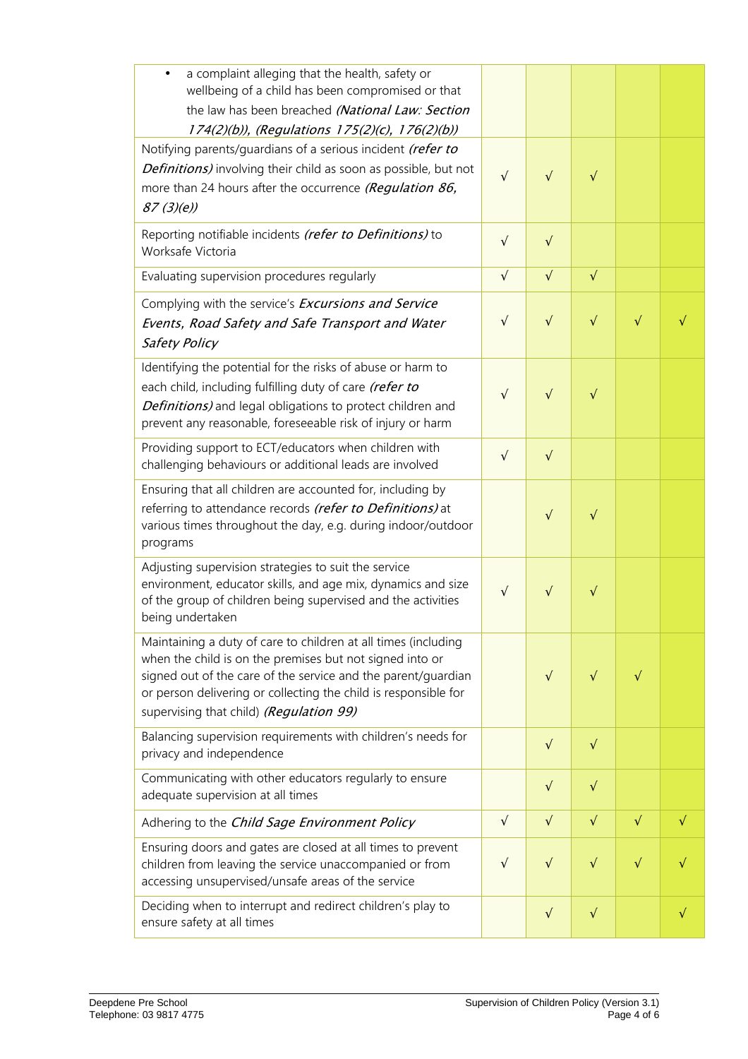| | | | | | |
|---|---|---|---|---|---|
| • a complaint alleging that the health, safety or wellbeing of a child has been compromised or that the law has been breached *(National Law: Section 174(2)(b)), (Regulations 175(2)(c), 176(2)(b))* | | | | | |
| Notifying parents/guardians of a serious incident *(refer to Definitions)* involving their child as soon as possible, but not more than 24 hours after the occurrence *(Regulation 86, 87 (3)(e))* | √ | √ | √ | | |
| Reporting notifiable incidents *(refer to Definitions)* to Worksafe Victoria | √ | √ | | | |
| Evaluating supervision procedures regularly | √ | √ | √ | | |
| Complying with the service's *Excursions and Service Events, Road Safety and Safe Transport and Water Safety Policy* | √ | √ | √ | √ | √ |
| Identifying the potential for the risks of abuse or harm to each child, including fulfilling duty of care *(refer to Definitions)* and legal obligations to protect children and prevent any reasonable, foreseeable risk of injury or harm | √ | √ | √ | | |
| Providing support to ECT/educators when children with challenging behaviours or additional leads are involved | √ | √ | | | |
| Ensuring that all children are accounted for, including by referring to attendance records *(refer to Definitions)* at various times throughout the day, e.g. during indoor/outdoor programs | | √ | √ | | |
| Adjusting supervision strategies to suit the service environment, educator skills, and age mix, dynamics and size of the group of children being supervised and the activities being undertaken | √ | √ | √ | | |
| Maintaining a duty of care to children at all times (including when the child is on the premises but not signed into or signed out of the care of the service and the parent/guardian or person delivering or collecting the child is responsible for supervising that child) *(Regulation 99)* | | √ | √ | √ | |
| Balancing supervision requirements with children's needs for privacy and independence | | √ | √ | | |
| Communicating with other educators regularly to ensure adequate supervision at all times | | √ | √ | | |
| Adhering to the *Child Sage Environment Policy* | √ | √ | √ | √ | √ |
| Ensuring doors and gates are closed at all times to prevent children from leaving the service unaccompanied or from accessing unsupervised/unsafe areas of the service | √ | √ | √ | √ | √ |
| Deciding when to interrupt and redirect children's play to ensure safety at all times | | √ | √ | | √ |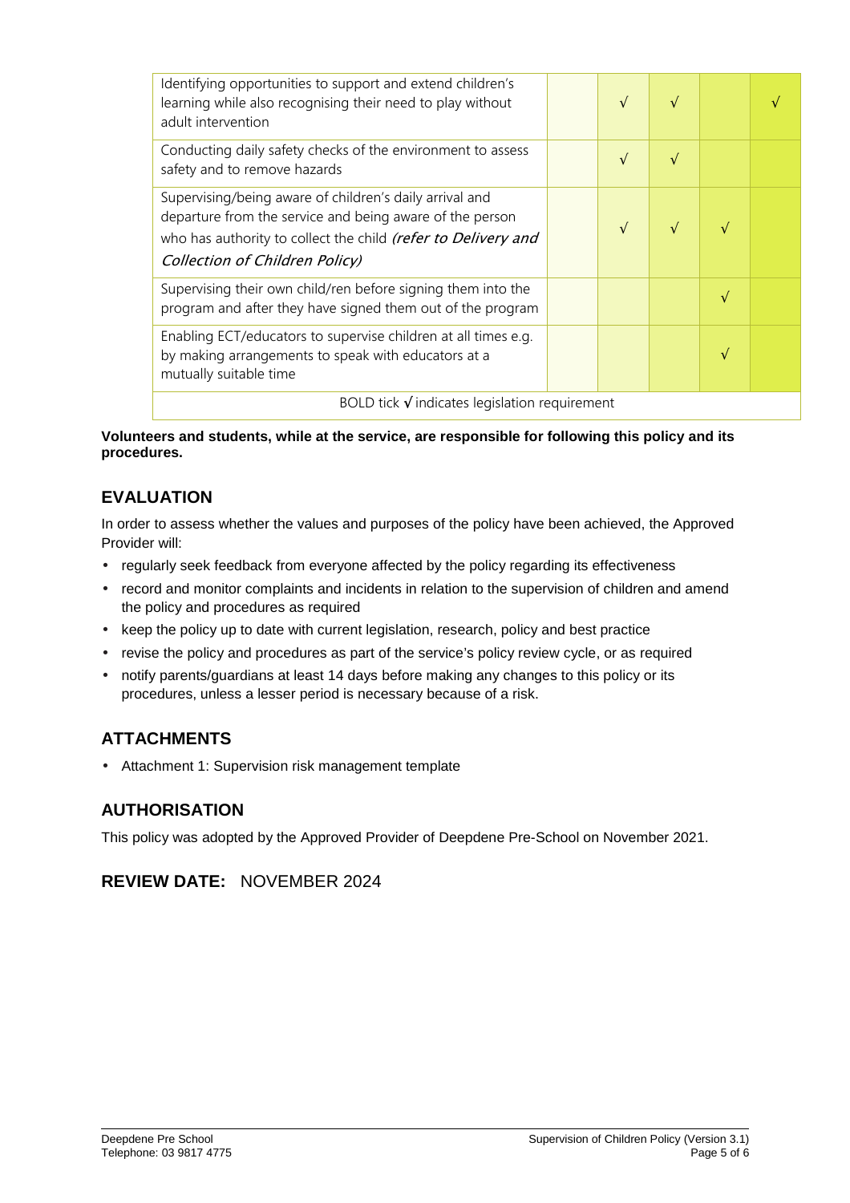| | | | | | |
|---|---|---|---|---|---|
| Identifying opportunities to support and extend children's learning while also recognising their need to play without adult intervention | | √ | √ | | √ |
| Conducting daily safety checks of the environment to assess safety and to remove hazards | | √ | √ | | |
| Supervising/being aware of children's daily arrival and departure from the service and being aware of the person who has authority to collect the child *(refer to Delivery and Collection of Children Policy)* | | √ | √ | √ | |
| Supervising their own child/ren before signing them into the program and after they have signed them out of the program | | | | √ | |
| Enabling ECT/educators to supervise children at all times e.g. by making arrangements to speak with educators at a mutually suitable time | | | | √ | |
| BOLD tick **√** indicates legislation requirement | | | | | |

**Volunteers and students, while at the service, are responsible for following this policy and its procedures.**

## EVALUATION

In order to assess whether the values and purposes of the policy have been achieved, the Approved Provider will:

- regularly seek feedback from everyone affected by the policy regarding its effectiveness
- record and monitor complaints and incidents in relation to the supervision of children and amend the policy and procedures as required
- keep the policy up to date with current legislation, research, policy and best practice
- revise the policy and procedures as part of the service's policy review cycle, or as required
- notify parents/guardians at least 14 days before making any changes to this policy or its procedures, unless a lesser period is necessary because of a risk.

## ATTACHMENTS

- Attachment 1: Supervision risk management template

## AUTHORISATION

This policy was adopted by the Approved Provider of Deepdene Pre-School on November 2021.

## REVIEW DATE: NOVEMBER 2024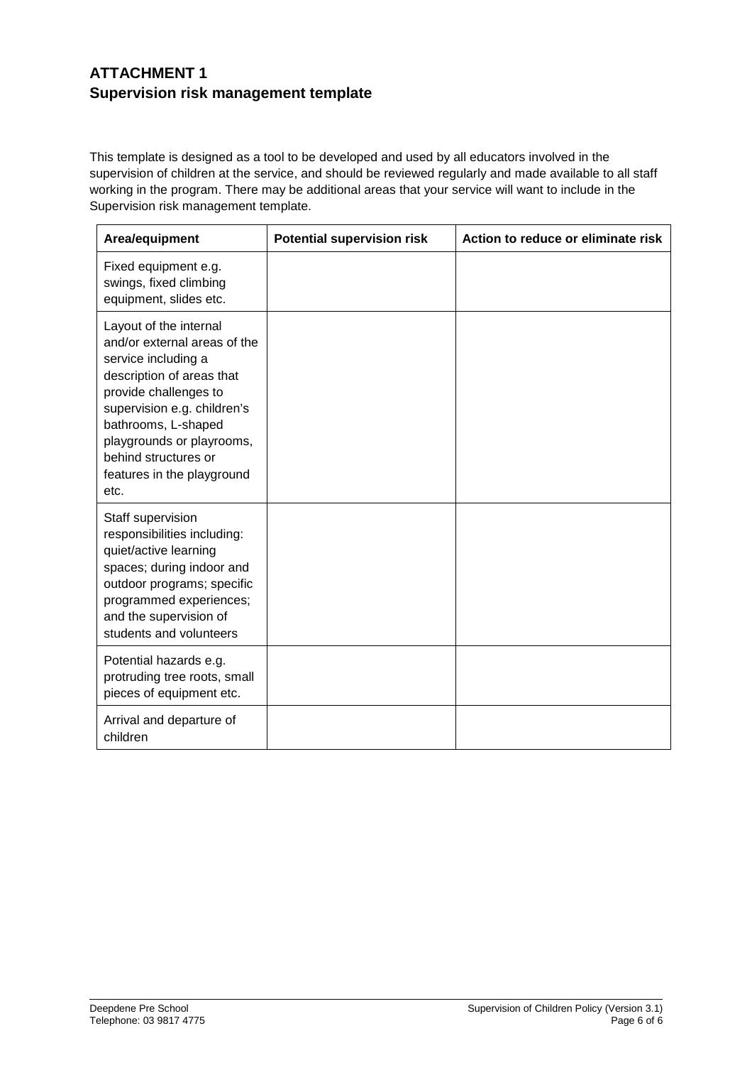## ATTACHMENT 1
## Supervision risk management template

This template is designed as a tool to be developed and used by all educators involved in the supervision of children at the service, and should be reviewed regularly and made available to all staff working in the program. There may be additional areas that your service will want to include in the Supervision risk management template.

| Area/equipment | Potential supervision risk | Action to reduce or eliminate risk |
|---|---|---|
| Fixed equipment e.g. swings, fixed climbing equipment, slides etc. | | |
| Layout of the internal and/or external areas of the service including a description of areas that provide challenges to supervision e.g. children's bathrooms, L-shaped playgrounds or playrooms, behind structures or features in the playground etc. | | |
| Staff supervision responsibilities including: quiet/active learning spaces; during indoor and outdoor programs; specific programmed experiences; and the supervision of students and volunteers | | |
| Potential hazards e.g. protruding tree roots, small pieces of equipment etc. | | |
| Arrival and departure of children | | |